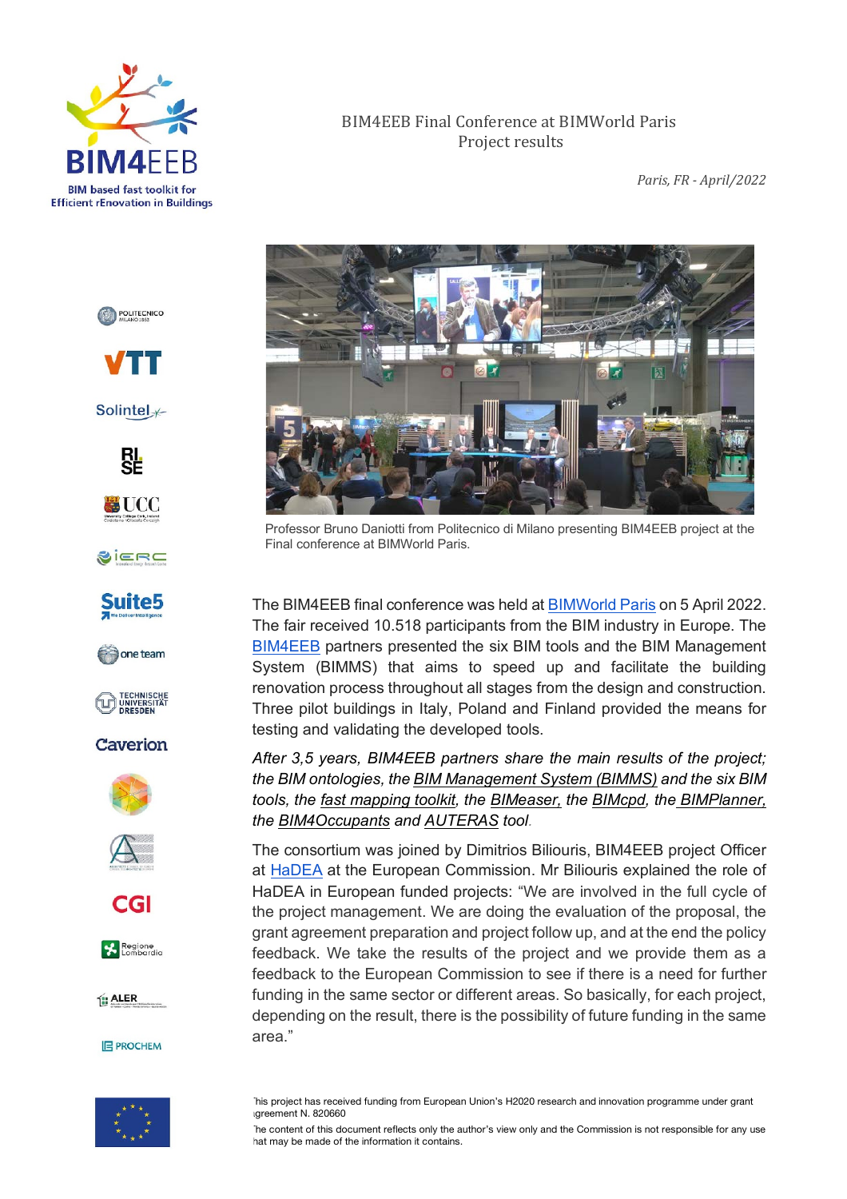# BIM4EEB Final Conference at BIMWorld Paris
## Project results

*Paris, FR - April/2022*

Professor Bruno Daniotti from Politecnico di Milano presenting BIM4EEB project at the Final conference at BIMWorld Paris.

The BIM4EEB final conference was held at BIMWorld Paris on 5 April 2022. The fair received 10.518 participants from the BIM industry in Europe. The BIM4EEB partners presented the six BIM tools and the BIM Management System (BIMMS) that aims to speed up and facilitate the building renovation process throughout all stages from the design and construction. Three pilot buildings in Italy, Poland and Finland provided the means for testing and validating the developed tools.

*After 3,5 years, BIM4EEB partners share the main results of the project; the BIM ontologies, the BIM Management System (BIMMS) and the six BIM tools, the fast mapping toolkit, the BIMeaser, the BIMcpd, the BIMPlanner, the BIM4Occupants and AUTERAS tool.*

The consortium was joined by Dimitrios Biliouris, BIM4EEB project Officer at HaDEA at the European Commission. Mr Biliouris explained the role of HaDEA in European funded projects: "We are involved in the full cycle of the project management. We are doing the evaluation of the proposal, the grant agreement preparation and project follow up, and at the end the policy feedback. We take the results of the project and we provide them as a feedback to the European Commission to see if there is a need for further funding in the same sector or different areas. So basically, for each project, depending on the result, there is the possibility of future funding in the same area."

This project has received funding from European Union's H2020 research and innovation programme under grant agreement N. 820660

The content of this document reflects only the author's view only and the Commission is not responsible for any use that may be made of the information it contains.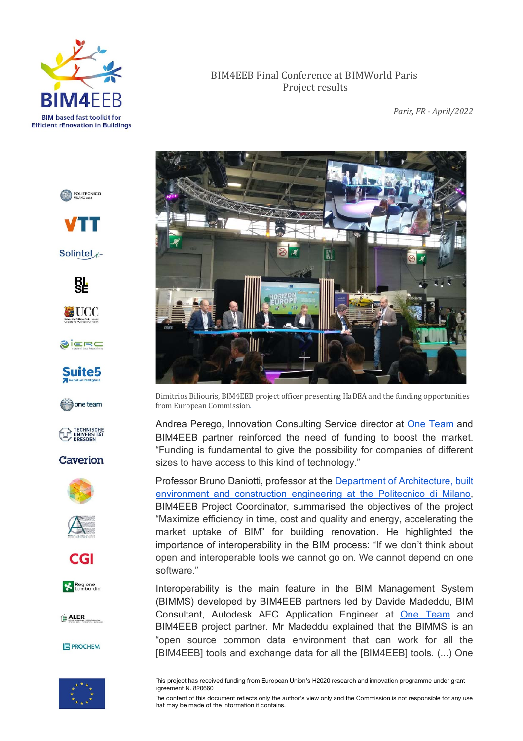BIM4EEB Final Conference at BIMWorld Paris
Project results

*Paris, FR - April/2022*

Dimitrios Biliouris, BIM4EEB project officer presenting HaDEA and the funding opportunities from European Commission.

Andrea Perego, Innovation Consulting Service director at One Team and BIM4EEB partner reinforced the need of funding to boost the market. "Funding is fundamental to give the possibility for companies of different sizes to have access to this kind of technology."

Professor Bruno Daniotti, professor at the Department of Architecture, built environment and construction engineering at the Politecnico di Milano, BIM4EEB Project Coordinator, summarised the objectives of the project "Maximize efficiency in time, cost and quality and energy, accelerating the market uptake of BIM" for building renovation. He highlighted the importance of interoperability in the BIM process: "If we don't think about open and interoperable tools we cannot go on. We cannot depend on one software."

Interoperability is the main feature in the BIM Management System (BIMMS) developed by BIM4EEB partners led by Davide Madeddu, BIM Consultant, Autodesk AEC Application Engineer at One Team and BIM4EEB project partner. Mr Madeddu explained that the BIMMS is an "open source common data environment that can work for all the [BIM4EEB] tools and exchange data for all the [BIM4EEB] tools. (...) One

This project has received funding from European Union's H2020 research and innovation programme under grant agreement N. 820660

The content of this document reflects only the author's view only and the Commission is not responsible for any use that may be made of the information it contains.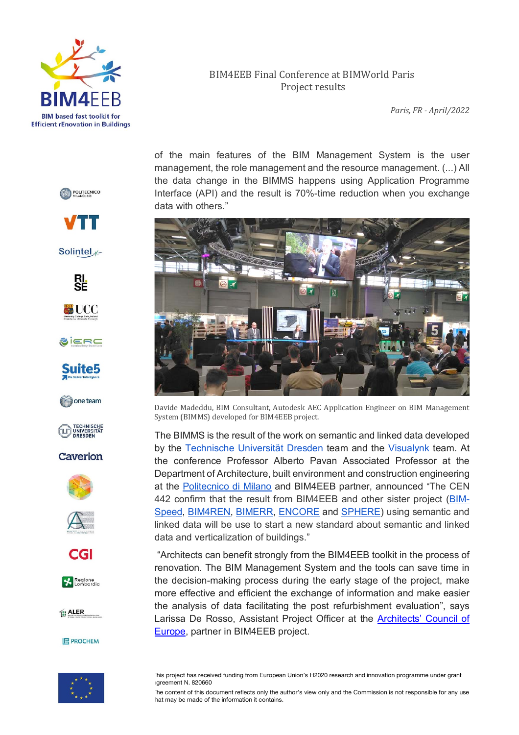of the main features of the BIM Management System is the user management, the role management and the resource management. (...) All the data change in the BIMMS happens using Application Programme Interface (API) and the result is 70%-time reduction when you exchange data with others."

Davide Madeddu, BIM Consultant, Autodesk AEC Application Engineer on BIM Management System (BIMMS) developed for BIM4EEB project.

The BIMMS is the result of the work on semantic and linked data developed by the [Technische Universität Dresden]() team and the [Visualynk]() team. At the conference Professor Alberto Pavan Associated Professor at the Department of Architecture, built environment and construction engineering at the [Politecnico di Milano]() and BIM4EEB partner, announced "The CEN 442 confirm that the result from BIM4EEB and other sister project ([BIM-Speed](), [BIM4REN](), [BIMERR](), [ENCORE]() and [SPHERE]()) using semantic and linked data will be use to start a new standard about semantic and linked data and verticalization of buildings."

"Architects can benefit strongly from the BIM4EEB toolkit in the process of renovation. The BIM Management System and the tools can save time in the decision-making process during the early stage of the project, make more effective and efficient the exchange of information and make easier the analysis of data facilitating the post refurbishment evaluation", says Larissa De Rosso, Assistant Project Officer at the [Architects' Council of Europe](), partner in BIM4EEB project.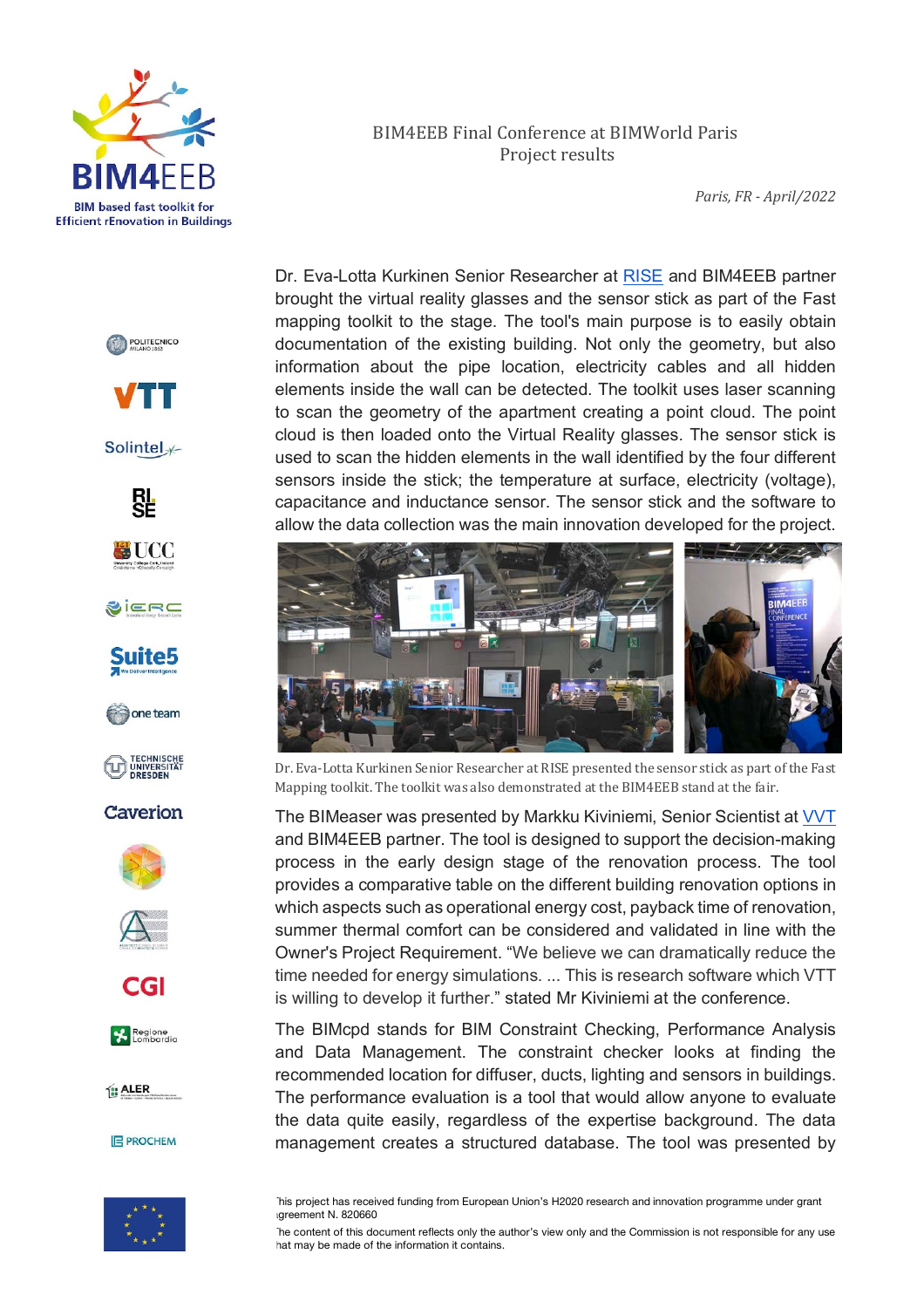BIM4EEB Final Conference at BIMWorld Paris
Project results

*Paris, FR - April/2022*

Dr. Eva-Lotta Kurkinen Senior Researcher at [RISE](RISE) and BIM4EEB partner brought the virtual reality glasses and the sensor stick as part of the Fast mapping toolkit to the stage. The tool's main purpose is to easily obtain documentation of the existing building. Not only the geometry, but also information about the pipe location, electricity cables and all hidden elements inside the wall can be detected. The toolkit uses laser scanning to scan the geometry of the apartment creating a point cloud. The point cloud is then loaded onto the Virtual Reality glasses. The sensor stick is used to scan the hidden elements in the wall identified by the four different sensors inside the stick; the temperature at surface, electricity (voltage), capacitance and inductance sensor. The sensor stick and the software to allow the data collection was the main innovation developed for the project.

Dr. Eva-Lotta Kurkinen Senior Researcher at RISE presented the sensor stick as part of the Fast Mapping toolkit. The toolkit was also demonstrated at the BIM4EEB stand at the fair.

The BIMeaser was presented by Markku Kiviniemi, Senior Scientist at [VVT](VVT) and BIM4EEB partner. The tool is designed to support the decision-making process in the early design stage of the renovation process. The tool provides a comparative table on the different building renovation options in which aspects such as operational energy cost, payback time of renovation, summer thermal comfort can be considered and validated in line with the Owner's Project Requirement. "We believe we can dramatically reduce the time needed for energy simulations. ... This is research software which VTT is willing to develop it further." stated Mr Kiviniemi at the conference.

The BIMcpd stands for BIM Constraint Checking, Performance Analysis and Data Management. The constraint checker looks at finding the recommended location for diffuser, ducts, lighting and sensors in buildings. The performance evaluation is a tool that would allow anyone to evaluate the data quite easily, regardless of the expertise background. The data management creates a structured database. The tool was presented by

This project has received funding from European Union's H2020 research and innovation programme under grant agreement N. 820660

The content of this document reflects only the author's view only and the Commission is not responsible for any use that may be made of the information it contains.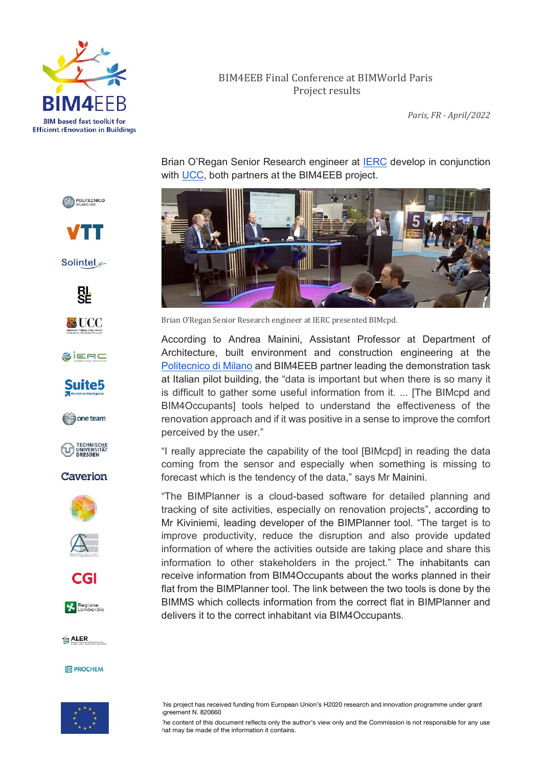BIM4EEB Final Conference at BIMWorld Paris
Project results

*Paris, FR - April/2022*

Brian O'Regan Senior Research engineer at IERC develop in conjunction with UCC, both partners at the BIM4EEB project.

Brian O'Regan Senior Research engineer at IERC presented BIMcpd.

According to Andrea Mainini, Assistant Professor at Department of Architecture, built environment and construction engineering at the Politecnico di Milano and BIM4EEB partner leading the demonstration task at Italian pilot building, the "data is important but when there is so many it is difficult to gather some useful information from it. ... [The BIMcpd and BIM4Occupants] tools helped to understand the effectiveness of the renovation approach and if it was positive in a sense to improve the comfort perceived by the user."

"I really appreciate the capability of the tool [BIMcpd] in reading the data coming from the sensor and especially when something is missing to forecast which is the tendency of the data," says Mr Mainini.

"The BIMPlanner is a cloud-based software for detailed planning and tracking of site activities, especially on renovation projects", according to Mr Kiviniemi, leading developer of the BIMPlanner tool. "The target is to improve productivity, reduce the disruption and also provide updated information of where the activities outside are taking place and share this information to other stakeholders in the project." The inhabitants can receive information from BIM4Occupants about the works planned in their flat from the BIMPlanner tool. The link between the two tools is done by the BIMMS which collects information from the correct flat in BIMPlanner and delivers it to the correct inhabitant via BIM4Occupants.

This project has received funding from European Union's H2020 research and innovation programme under grant agreement N. 820660

The content of this document reflects only the author's view only and the Commission is not responsible for any use that may be made of the information it contains.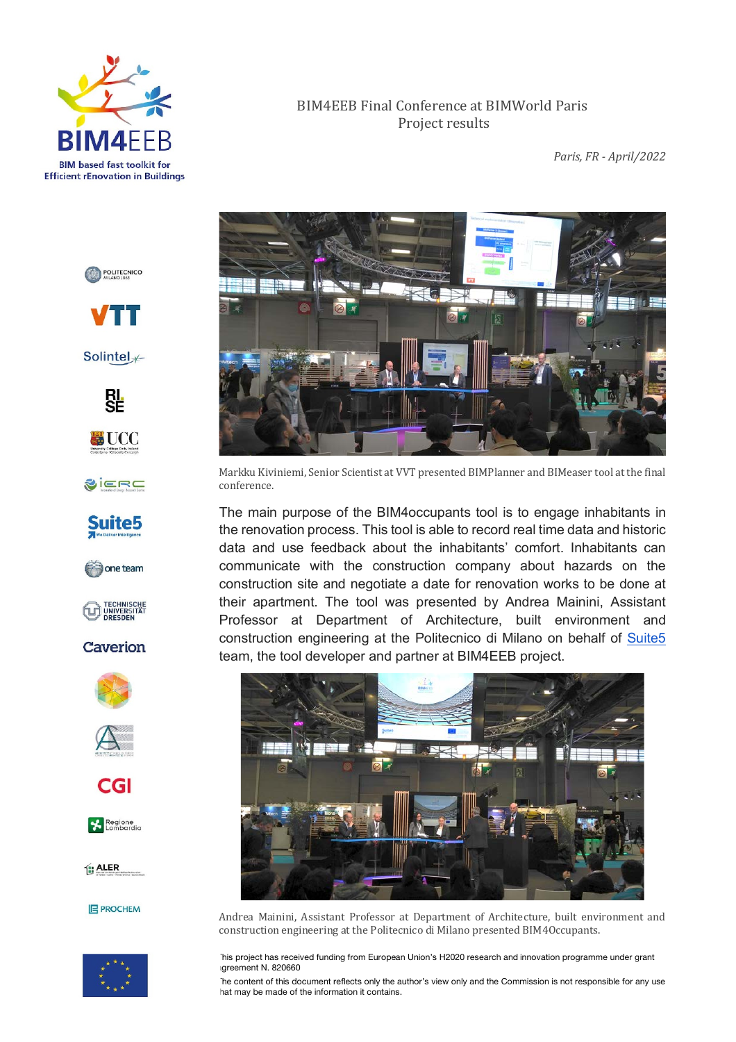BIM4EEB Final Conference at BIMWorld Paris
Project results

*Paris, FR - April/2022*

Markku Kiviniemi, Senior Scientist at VVT presented BIMPlanner and BIMeaser tool at the final conference.

The main purpose of the BIM4occupants tool is to engage inhabitants in the renovation process. This tool is able to record real time data and historic data and use feedback about the inhabitants' comfort. Inhabitants can communicate with the construction company about hazards on the construction site and negotiate a date for renovation works to be done at their apartment. The tool was presented by Andrea Mainini, Assistant Professor at Department of Architecture, built environment and construction engineering at the Politecnico di Milano on behalf of Suite5 team, the tool developer and partner at BIM4EEB project.

Andrea Mainini, Assistant Professor at Department of Architecture, built environment and construction engineering at the Politecnico di Milano presented BIM4Occupants.

This project has received funding from European Union's H2020 research and innovation programme under grant agreement N. 820660

The content of this document reflects only the author's view only and the Commission is not responsible for any use that may be made of the information it contains.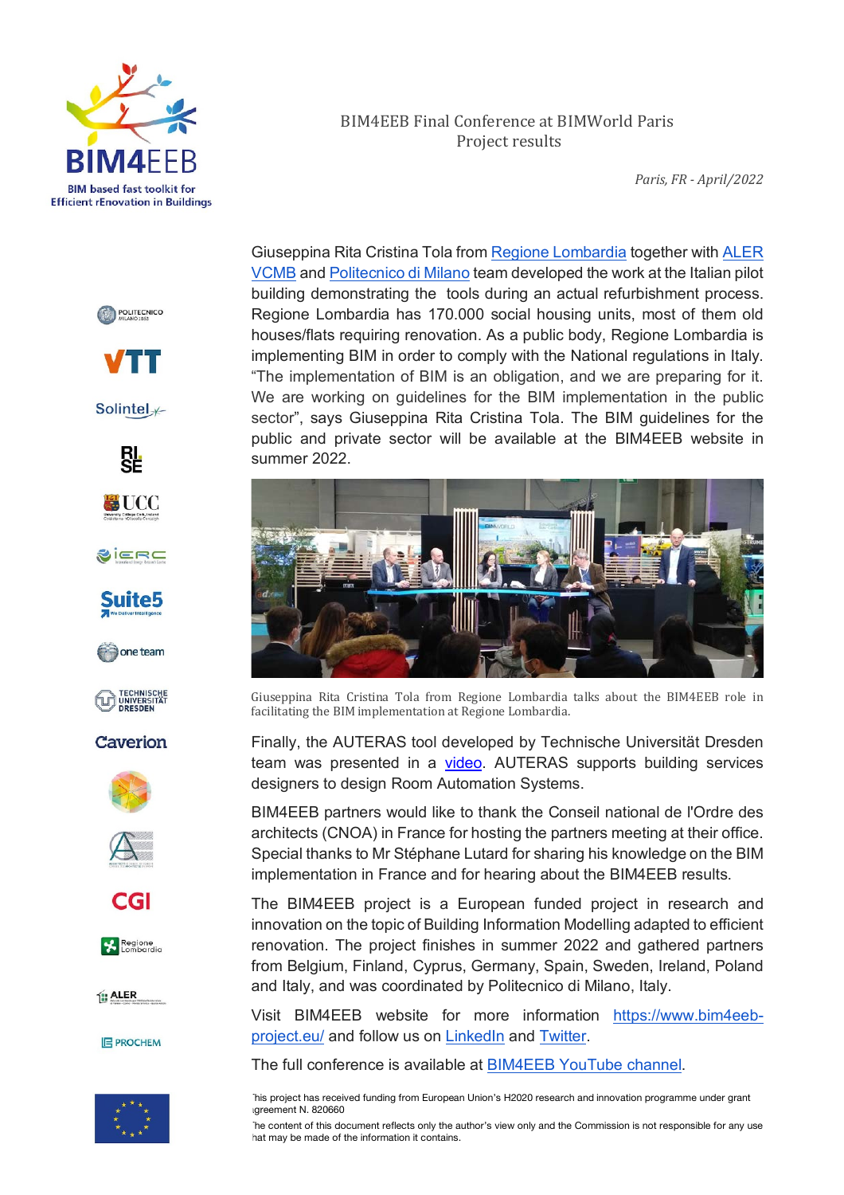BIM4EEB Final Conference at BIMWorld Paris
Project results

*Paris, FR - April/2022*

Giuseppina Rita Cristina Tola from Regione Lombardia together with ALER VCMB and Politecnico di Milano team developed the work at the Italian pilot building demonstrating the tools during an actual refurbishment process. Regione Lombardia has 170.000 social housing units, most of them old houses/flats requiring renovation. As a public body, Regione Lombardia is implementing BIM in order to comply with the National regulations in Italy. "The implementation of BIM is an obligation, and we are preparing for it. We are working on guidelines for the BIM implementation in the public sector", says Giuseppina Rita Cristina Tola. The BIM guidelines for the public and private sector will be available at the BIM4EEB website in summer 2022.

Giuseppina Rita Cristina Tola from Regione Lombardia talks about the BIM4EEB role in facilitating the BIM implementation at Regione Lombardia.

Finally, the AUTERAS tool developed by Technische Universität Dresden team was presented in a video. AUTERAS supports building services designers to design Room Automation Systems.

BIM4EEB partners would like to thank the Conseil national de l'Ordre des architects (CNOA) in France for hosting the partners meeting at their office. Special thanks to Mr Stéphane Lutard for sharing his knowledge on the BIM implementation in France and for hearing about the BIM4EEB results.

The BIM4EEB project is a European funded project in research and innovation on the topic of Building Information Modelling adapted to efficient renovation. The project finishes in summer 2022 and gathered partners from Belgium, Finland, Cyprus, Germany, Spain, Sweden, Ireland, Poland and Italy, and was coordinated by Politecnico di Milano, Italy.

Visit BIM4EEB website for more information https://www.bim4eeb-project.eu/ and follow us on LinkedIn and Twitter.

The full conference is available at BIM4EEB YouTube channel.

This project has received funding from European Union's H2020 research and innovation programme under grant agreement N. 820660

The content of this document reflects only the author's view only and the Commission is not responsible for any use that may be made of the information it contains.